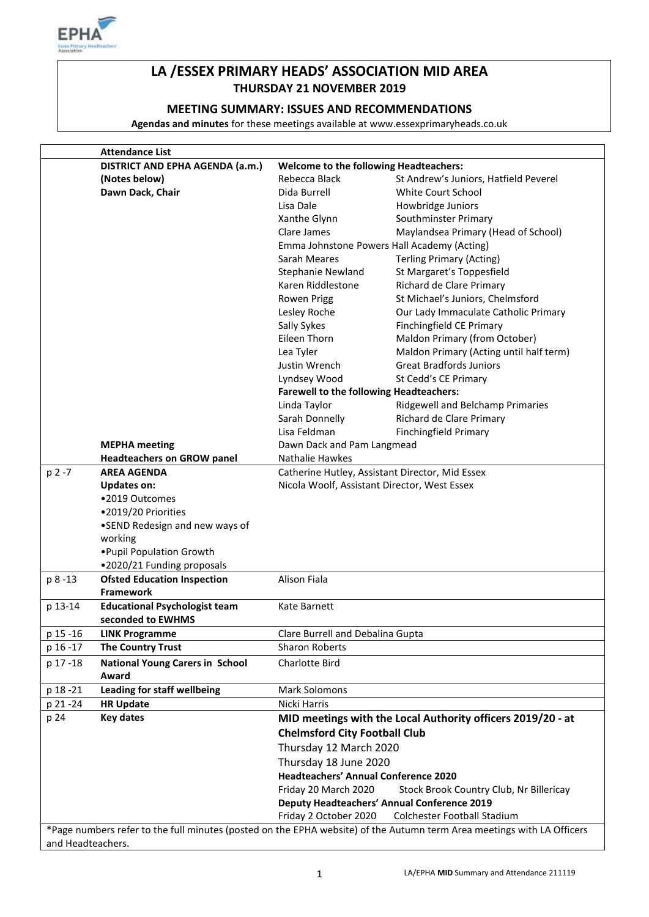# LA /ESSEX PRIMARY HEADS' ASSOCIATION MID AREA

## THURSDAY 21 NOVEMBER 2019

### MEETING SUMMARY: ISSUES AND RECOMMENDATIONS

**Agendas and minutes** for these meetings available at www.essexprimaryheads.co.uk

| | **Attendance List** | | |
|---|---|---|---|
| | **DISTRICT AND EPHA AGENDA (a.m.)** | **Welcome to the following Headteachers:** | |
| | **(Notes below)** | Rebecca Black | St Andrew's Juniors, Hatfield Peverel |
| | **Dawn Dack, Chair** | Dida Burrell | White Court School |
| | | Lisa Dale | Howbridge Juniors |
| | | Xanthe Glynn | Southminster Primary |
| | | Clare James | Maylandsea Primary (Head of School) |
| | | Emma Johnstone Powers Hall Academy (Acting) | |
| | | Sarah Meares | Terling Primary (Acting) |
| | | Stephanie Newland | St Margaret's Toppesfield |
| | | Karen Riddlestone | Richard de Clare Primary |
| | | Rowen Prigg | St Michael's Juniors, Chelmsford |
| | | Lesley Roche | Our Lady Immaculate Catholic Primary |
| | | Sally Sykes | Finchingfield CE Primary |
| | | Eileen Thorn | Maldon Primary (from October) |
| | | Lea Tyler | Maldon Primary (Acting until half term) |
| | | Justin Wrench | Great Bradfords Juniors |
| | | Lyndsey Wood | St Cedd's CE Primary |
| | | **Farewell to the following Headteachers:** | |
| | | Linda Taylor | Ridgewell and Belchamp Primaries |
| | | Sarah Donnelly | Richard de Clare Primary |
| | | Lisa Feldman | Finchingfield Primary |
| | **MEPHA meeting** | Dawn Dack and Pam Langmead | |
| | **Headteachers on GROW panel** | Nathalie Hawkes | |
| p 2 -7 | **AREA AGENDA**<br>**Updates on:**<br>•2019 Outcomes<br>•2019/20 Priorities<br>•SEND Redesign and new ways of working<br>•Pupil Population Growth<br>•2020/21 Funding proposals | Catherine Hutley, Assistant Director, Mid Essex<br>Nicola Woolf, Assistant Director, West Essex | |
| p 8 -13 | **Ofsted Education Inspection Framework** | Alison Fiala | |
| p 13-14 | **Educational Psychologist team seconded to EWHMS** | Kate Barnett | |
| p 15 -16 | **LINK Programme** | Clare Burrell and Debalina Gupta | |
| p 16 -17 | **The Country Trust** | Sharon Roberts | |
| p 17 -18 | **National Young Carers in School Award** | Charlotte Bird | |
| p 18 -21 | **Leading for staff wellbeing** | Mark Solomons | |
| p 21 -24 | **HR Update** | Nicki Harris | |
| p 24 | **Key dates** | **MID meetings with the Local Authority officers 2019/20 - at Chelmsford City Football Club**<br>Thursday 12 March 2020<br>Thursday 18 June 2020<br>**Headteachers' Annual Conference 2020**<br>Friday 20 March 2020 Stock Brook Country Club, Nr Billericay<br>**Deputy Headteachers' Annual Conference 2019**<br>Friday 2 October 2020 Colchester Football Stadium | |

*Page numbers refer to the full minutes (posted on the EPHA website) of the Autumn term Area meetings with LA Officers and Headteachers.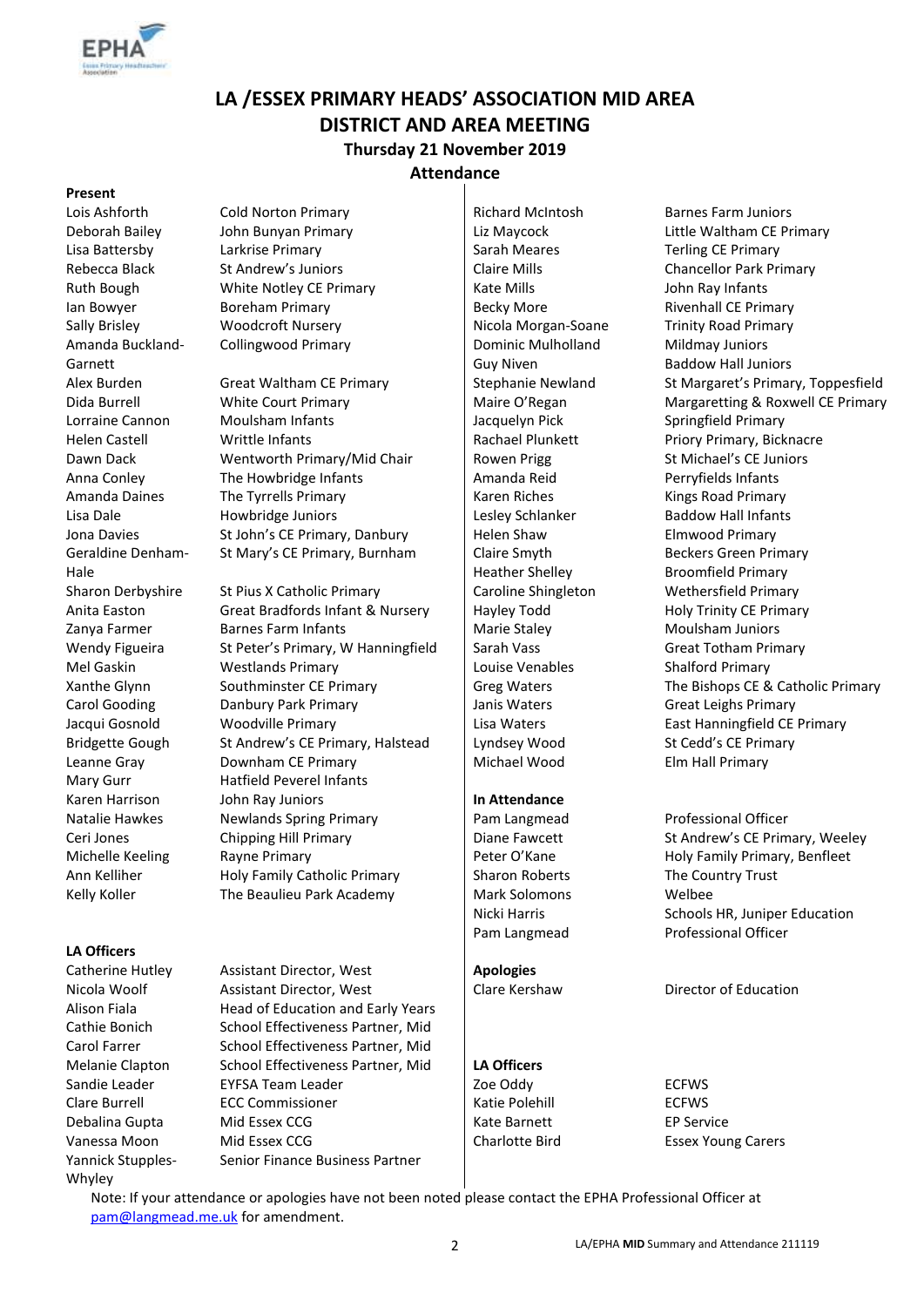# LA /ESSEX PRIMARY HEADS' ASSOCIATION MID AREA
# DISTRICT AND AREA MEETING
### Thursday 21 November 2019
### Attendance

**Present**

| Name | School |
|---|---|
| Lois Ashforth | Cold Norton Primary |
| Deborah Bailey | John Bunyan Primary |
| Lisa Battersby | Larkrise Primary |
| Rebecca Black | St Andrew's Juniors |
| Ruth Bough | White Notley CE Primary |
| Ian Bowyer | Boreham Primary |
| Sally Brisley | Woodcroft Nursery |
| Amanda Buckland-Garnett | Collingwood Primary |
| Alex Burden | Great Waltham CE Primary |
| Dida Burrell | White Court Primary |
| Lorraine Cannon | Moulsham Infants |
| Helen Castell | Writtle Infants |
| Dawn Dack | Wentworth Primary/Mid Chair |
| Anna Conley | The Howbridge Infants |
| Amanda Daines | The Tyrrells Primary |
| Lisa Dale | Howbridge Juniors |
| Jona Davies | St John's CE Primary, Danbury |
| Geraldine Denham-Hale | St Mary's CE Primary, Burnham |
| Sharon Derbyshire | St Pius X Catholic Primary |
| Anita Easton | Great Bradfords Infant & Nursery |
| Zanya Farmer | Barnes Farm Infants |
| Wendy Figueira | St Peter's Primary, W Hanningfield |
| Mel Gaskin | Westlands Primary |
| Xanthe Glynn | Southminster CE Primary |
| Carol Gooding | Danbury Park Primary |
| Jacqui Gosnold | Woodville Primary |
| Bridgette Gough | St Andrew's CE Primary, Halstead |
| Leanne Gray | Downham CE Primary |
| Mary Gurr | Hatfield Peverel Infants |
| Karen Harrison | John Ray Juniors |
| Natalie Hawkes | Newlands Spring Primary |
| Ceri Jones | Chipping Hill Primary |
| Michelle Keeling | Rayne Primary |
| Ann Kelliher | Holy Family Catholic Primary |
| Kelly Koller | The Beaulieu Park Academy |
| Richard McIntosh | Barnes Farm Juniors |
| Liz Maycock | Little Waltham CE Primary |
| Sarah Meares | Terling CE Primary |
| Claire Mills | Chancellor Park Primary |
| Kate Mills | John Ray Infants |
| Becky More | Rivenhall CE Primary |
| Nicola Morgan-Soane | Trinity Road Primary |
| Dominic Mulholland | Mildmay Juniors |
| Guy Niven | Baddow Hall Juniors |
| Stephanie Newland | St Margaret's Primary, Toppesfield |
| Maire O'Regan | Margaretting & Roxwell CE Primary |
| Jacquelyn Pick | Springfield Primary |
| Rachael Plunkett | Priory Primary, Bicknacre |
| Rowen Prigg | St Michael's CE Juniors |
| Amanda Reid | Perryfields Infants |
| Karen Riches | Kings Road Primary |
| Lesley Schlanker | Baddow Hall Infants |
| Helen Shaw | Elmwood Primary |
| Claire Smyth | Beckers Green Primary |
| Heather Shelley | Broomfield Primary |
| Caroline Singleton | Wethersfield Primary |
| Hayley Todd | Holy Trinity CE Primary |
| Marie Staley | Moulsham Juniors |
| Sarah Vass | Great Totham Primary |
| Louise Venables | Shalford Primary |
| Greg Waters | The Bishops CE & Catholic Primary |
| Janis Waters | Great Leighs Primary |
| Lisa Waters | East Hanningfield CE Primary |
| Lyndsey Wood | St Cedd's CE Primary |
| Michael Wood | Elm Hall Primary |

**In Attendance**

| Name | Role |
|---|---|
| Pam Langmead | Professional Officer |
| Diane Fawcett | St Andrew's CE Primary, Weeley |
| Peter O'Kane | Holy Family Primary, Benfleet |
| Sharon Roberts | The Country Trust |
| Mark Solomons | Welbee |
| Nicki Harris | Schools HR, Juniper Education |
| Pam Langmead | Professional Officer |

**LA Officers**

| Name | Role |
|---|---|
| Catherine Hutley | Assistant Director, West |
| Nicola Woolf | Assistant Director, West |
| Alison Fiala | Head of Education and Early Years |
| Cathie Bonich | School Effectiveness Partner, Mid |
| Carol Farrer | School Effectiveness Partner, Mid |
| Melanie Clapton | School Effectiveness Partner, Mid |
| Sandie Leader | EYFSA Team Leader |
| Clare Burrell | ECC Commissioner |
| Debalina Gupta | Mid Essex CCG |
| Vanessa Moon | Mid Essex CCG |
| Yannick Stupples-Whyley | Senior Finance Business Partner |

**Apologies**

| Name | Role |
|---|---|
| Clare Kershaw | Director of Education |

**LA Officers**

| Name | Role |
|---|---|
| Zoe Oddy | ECFWS |
| Katie Polehill | ECFWS |
| Kate Barnett | EP Service |
| Charlotte Bird | Essex Young Carers |

Note: If your attendance or apologies have not been noted please contact the EPHA Professional Officer at pam@langmead.me.uk for amendment.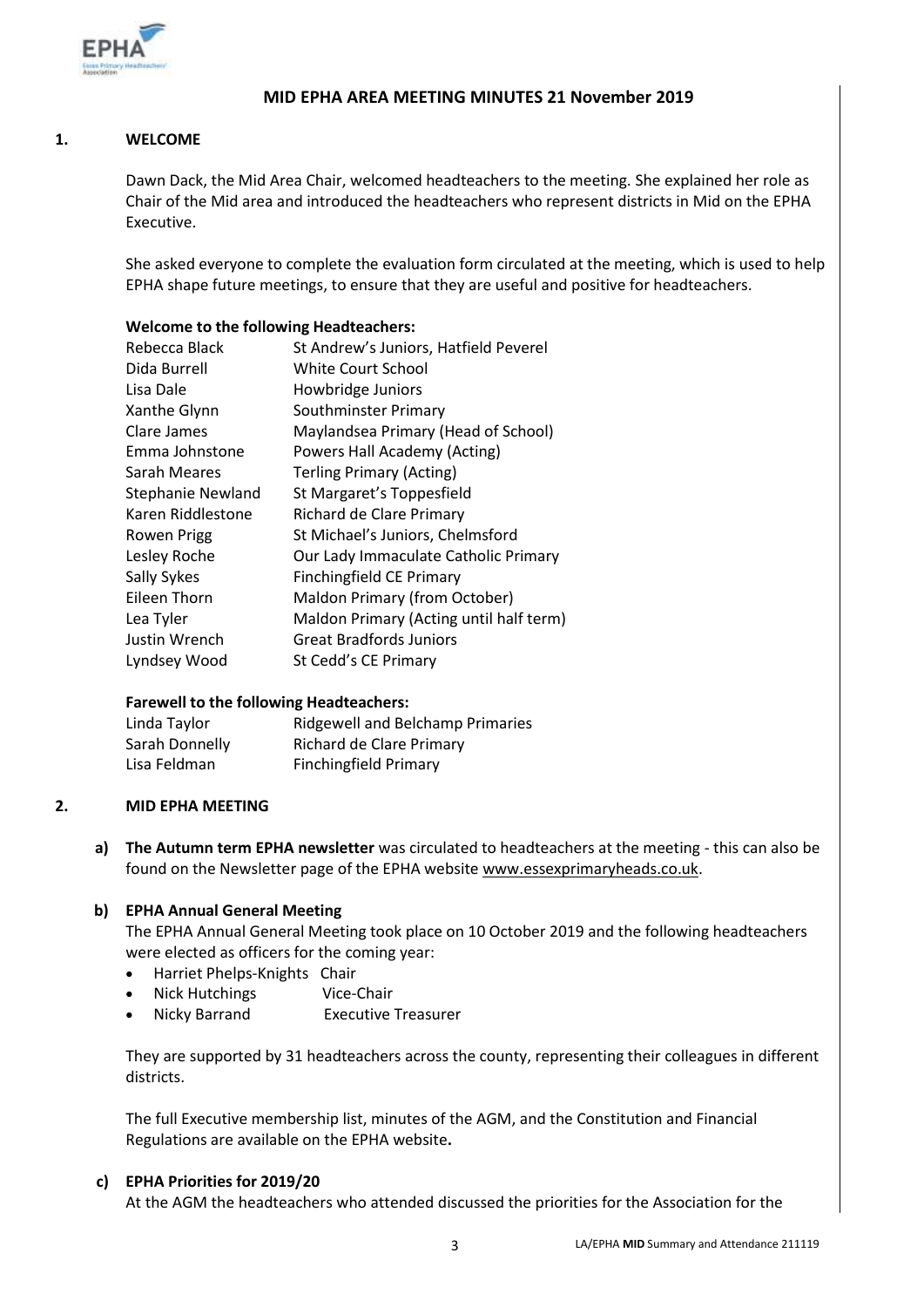## MID EPHA AREA MEETING MINUTES 21 November 2019

### 1. WELCOME

Dawn Dack, the Mid Area Chair, welcomed headteachers to the meeting. She explained her role as Chair of the Mid area and introduced the headteachers who represent districts in Mid on the EPHA Executive.

She asked everyone to complete the evaluation form circulated at the meeting, which is used to help EPHA shape future meetings, to ensure that they are useful and positive for headteachers.

**Welcome to the following Headteachers:**

| | |
|---|---|
| Rebecca Black | St Andrew's Juniors, Hatfield Peverel |
| Dida Burrell | White Court School |
| Lisa Dale | Howbridge Juniors |
| Xanthe Glynn | Southminster Primary |
| Clare James | Maylandsea Primary (Head of School) |
| Emma Johnstone | Powers Hall Academy (Acting) |
| Sarah Meares | Terling Primary (Acting) |
| Stephanie Newland | St Margaret's Toppesfield |
| Karen Riddlestone | Richard de Clare Primary |
| Rowen Prigg | St Michael's Juniors, Chelmsford |
| Lesley Roche | Our Lady Immaculate Catholic Primary |
| Sally Sykes | Finchingfield CE Primary |
| Eileen Thorn | Maldon Primary (from October) |
| Lea Tyler | Maldon Primary (Acting until half term) |
| Justin Wrench | Great Bradfords Juniors |
| Lyndsey Wood | St Cedd's CE Primary |

**Farewell to the following Headteachers:**

| | |
|---|---|
| Linda Taylor | Ridgewell and Belchamp Primaries |
| Sarah Donnelly | Richard de Clare Primary |
| Lisa Feldman | Finchingfield Primary |

### 2. MID EPHA MEETING

**a) The Autumn term EPHA newsletter** was circulated to headteachers at the meeting - this can also be found on the Newsletter page of the EPHA website www.essexprimaryheads.co.uk.

**b) EPHA Annual General Meeting**

The EPHA Annual General Meeting took place on 10 October 2019 and the following headteachers were elected as officers for the coming year:

- Harriet Phelps-Knights Chair
- Nick Hutchings Vice-Chair
- Nicky Barrand Executive Treasurer

They are supported by 31 headteachers across the county, representing their colleagues in different districts.

The full Executive membership list, minutes of the AGM, and the Constitution and Financial Regulations are available on the EPHA website**.**

**c) EPHA Priorities for 2019/20**

At the AGM the headteachers who attended discussed the priorities for the Association for the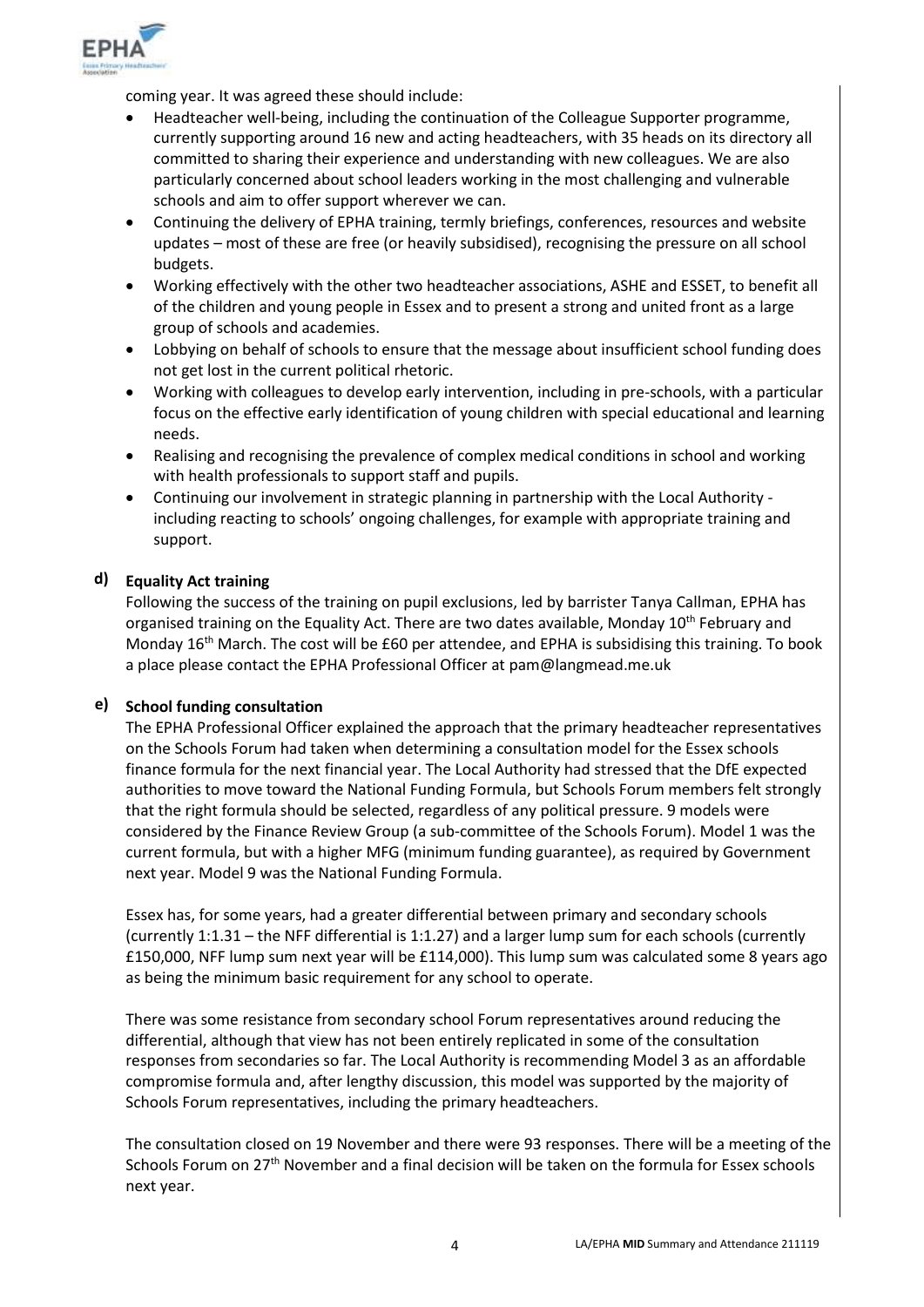coming year. It was agreed these should include:

- Headteacher well-being, including the continuation of the Colleague Supporter programme, currently supporting around 16 new and acting headteachers, with 35 heads on its directory all committed to sharing their experience and understanding with new colleagues. We are also particularly concerned about school leaders working in the most challenging and vulnerable schools and aim to offer support wherever we can.
- Continuing the delivery of EPHA training, termly briefings, conferences, resources and website updates – most of these are free (or heavily subsidised), recognising the pressure on all school budgets.
- Working effectively with the other two headteacher associations, ASHE and ESSET, to benefit all of the children and young people in Essex and to present a strong and united front as a large group of schools and academies.
- Lobbying on behalf of schools to ensure that the message about insufficient school funding does not get lost in the current political rhetoric.
- Working with colleagues to develop early intervention, including in pre-schools, with a particular focus on the effective early identification of young children with special educational and learning needs.
- Realising and recognising the prevalence of complex medical conditions in school and working with health professionals to support staff and pupils.
- Continuing our involvement in strategic planning in partnership with the Local Authority - including reacting to schools' ongoing challenges, for example with appropriate training and support.

**d) Equality Act training**

Following the success of the training on pupil exclusions, led by barrister Tanya Callman, EPHA has organised training on the Equality Act. There are two dates available, Monday 10th February and Monday 16th March. The cost will be £60 per attendee, and EPHA is subsidising this training. To book a place please contact the EPHA Professional Officer at pam@langmead.me.uk

**e) School funding consultation**

The EPHA Professional Officer explained the approach that the primary headteacher representatives on the Schools Forum had taken when determining a consultation model for the Essex schools finance formula for the next financial year. The Local Authority had stressed that the DfE expected authorities to move toward the National Funding Formula, but Schools Forum members felt strongly that the right formula should be selected, regardless of any political pressure. 9 models were considered by the Finance Review Group (a sub-committee of the Schools Forum). Model 1 was the current formula, but with a higher MFG (minimum funding guarantee), as required by Government next year. Model 9 was the National Funding Formula.

Essex has, for some years, had a greater differential between primary and secondary schools (currently 1:1.31 – the NFF differential is 1:1.27) and a larger lump sum for each schools (currently £150,000, NFF lump sum next year will be £114,000). This lump sum was calculated some 8 years ago as being the minimum basic requirement for any school to operate.

There was some resistance from secondary school Forum representatives around reducing the differential, although that view has not been entirely replicated in some of the consultation responses from secondaries so far. The Local Authority is recommending Model 3 as an affordable compromise formula and, after lengthy discussion, this model was supported by the majority of Schools Forum representatives, including the primary headteachers.

The consultation closed on 19 November and there were 93 responses. There will be a meeting of the Schools Forum on 27th November and a final decision will be taken on the formula for Essex schools next year.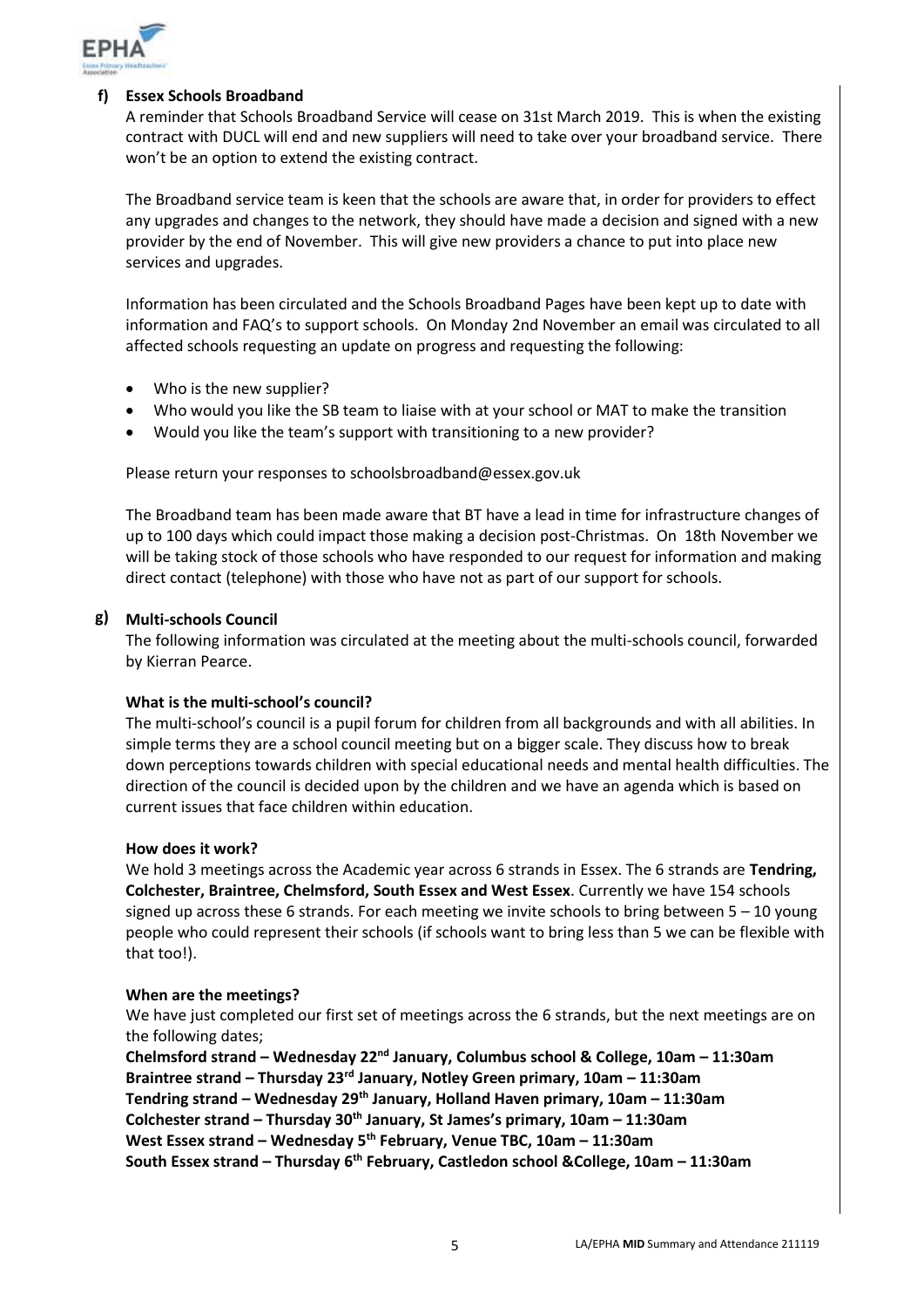**f) Essex Schools Broadband**

A reminder that Schools Broadband Service will cease on 31st March 2019. This is when the existing contract with DUCL will end and new suppliers will need to take over your broadband service. There won't be an option to extend the existing contract.

The Broadband service team is keen that the schools are aware that, in order for providers to effect any upgrades and changes to the network, they should have made a decision and signed with a new provider by the end of November. This will give new providers a chance to put into place new services and upgrades.

Information has been circulated and the Schools Broadband Pages have been kept up to date with information and FAQ's to support schools. On Monday 2nd November an email was circulated to all affected schools requesting an update on progress and requesting the following:

- Who is the new supplier?
- Who would you like the SB team to liaise with at your school or MAT to make the transition
- Would you like the team's support with transitioning to a new provider?

Please return your responses to schoolsbroadband@essex.gov.uk

The Broadband team has been made aware that BT have a lead in time for infrastructure changes of up to 100 days which could impact those making a decision post-Christmas. On 18th November we will be taking stock of those schools who have responded to our request for information and making direct contact (telephone) with those who have not as part of our support for schools.

**g) Multi-schools Council**

The following information was circulated at the meeting about the multi-schools council, forwarded by Kierran Pearce.

**What is the multi-school's council?**

The multi-school's council is a pupil forum for children from all backgrounds and with all abilities. In simple terms they are a school council meeting but on a bigger scale. They discuss how to break down perceptions towards children with special educational needs and mental health difficulties. The direction of the council is decided upon by the children and we have an agenda which is based on current issues that face children within education.

**How does it work?**

We hold 3 meetings across the Academic year across 6 strands in Essex. The 6 strands are **Tendring, Colchester, Braintree, Chelmsford, South Essex and West Essex**. Currently we have 154 schools signed up across these 6 strands. For each meeting we invite schools to bring between 5 – 10 young people who could represent their schools (if schools want to bring less than 5 we can be flexible with that too!).

**When are the meetings?**

We have just completed our first set of meetings across the 6 strands, but the next meetings are on the following dates;

**Chelmsford strand – Wednesday 22nd January, Columbus school & College, 10am – 11:30am**
**Braintree strand – Thursday 23rd January, Notley Green primary, 10am – 11:30am**
**Tendring strand – Wednesday 29th January, Holland Haven primary, 10am – 11:30am**
**Colchester strand – Thursday 30th January, St James's primary, 10am – 11:30am**
**West Essex strand – Wednesday 5th February, Venue TBC, 10am – 11:30am**
**South Essex strand – Thursday 6th February, Castledon school &College, 10am – 11:30am**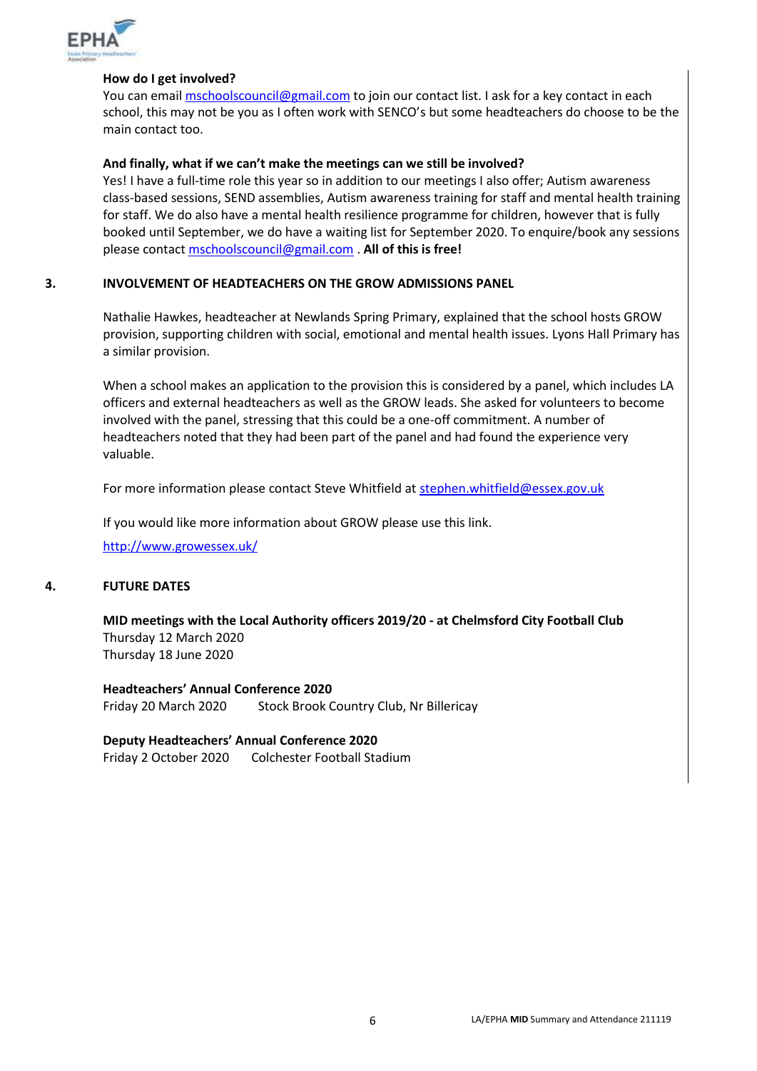**How do I get involved?**

You can email mschoolscouncil@gmail.com to join our contact list. I ask for a key contact in each school, this may not be you as I often work with SENCO's but some headteachers do choose to be the main contact too.

**And finally, what if we can't make the meetings can we still be involved?**

Yes! I have a full-time role this year so in addition to our meetings I also offer; Autism awareness class-based sessions, SEND assemblies, Autism awareness training for staff and mental health training for staff. We do also have a mental health resilience programme for children, however that is fully booked until September, we do have a waiting list for September 2020. To enquire/book any sessions please contact mschoolscouncil@gmail.com . **All of this is free!**

## 3. INVOLVEMENT OF HEADTEACHERS ON THE GROW ADMISSIONS PANEL

Nathalie Hawkes, headteacher at Newlands Spring Primary, explained that the school hosts GROW provision, supporting children with social, emotional and mental health issues. Lyons Hall Primary has a similar provision.

When a school makes an application to the provision this is considered by a panel, which includes LA officers and external headteachers as well as the GROW leads. She asked for volunteers to become involved with the panel, stressing that this could be a one-off commitment. A number of headteachers noted that they had been part of the panel and had found the experience very valuable.

For more information please contact Steve Whitfield at stephen.whitfield@essex.gov.uk

If you would like more information about GROW please use this link.

http://www.growessex.uk/

## 4. FUTURE DATES

**MID meetings with the Local Authority officers 2019/20 - at Chelmsford City Football Club**

Thursday 12 March 2020
Thursday 18 June 2020

**Headteachers' Annual Conference 2020**

Friday 20 March 2020 Stock Brook Country Club, Nr Billericay

**Deputy Headteachers' Annual Conference 2020**

Friday 2 October 2020 Colchester Football Stadium